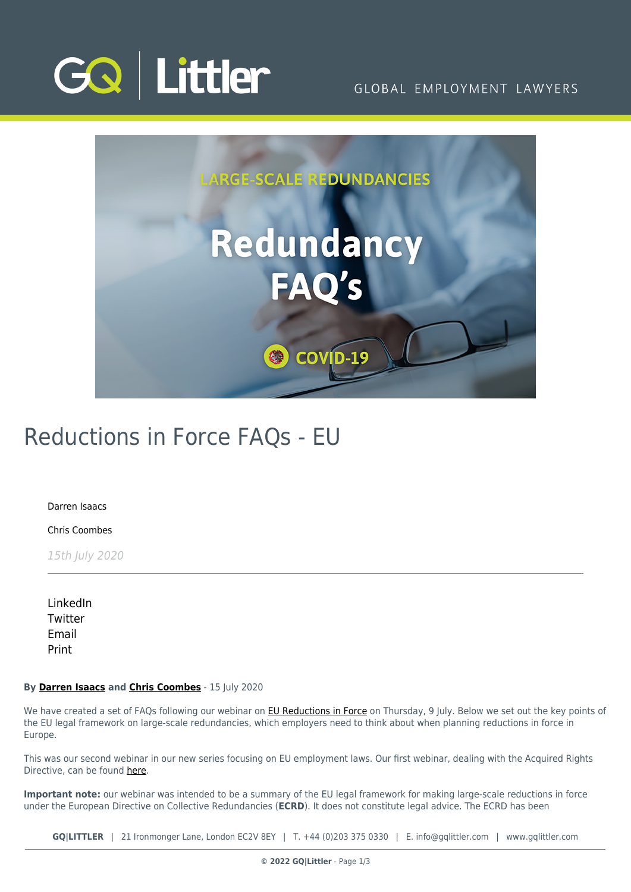# Reductions in Force FAQs - EU

Darren Isaacs

Chris Coombes

*15th July 2020*

LinkedIn
Twitter
Email
Print

**By Darren Isaacs and Chris Coombes** - 15 July 2020

We have created a set of FAQs following our webinar on EU Reductions in Force on Thursday, 9 July. Below we set out the key points of the EU legal framework on large-scale redundancies, which employers need to think about when planning reductions in force in Europe.

This was our second webinar in our new series focusing on EU employment laws. Our first webinar, dealing with the Acquired Rights Directive, can be found here.

**Important note:** our webinar was intended to be a summary of the EU legal framework for making large-scale reductions in force under the European Directive on Collective Redundancies (**ECRD**). It does not constitute legal advice. The ECRD has been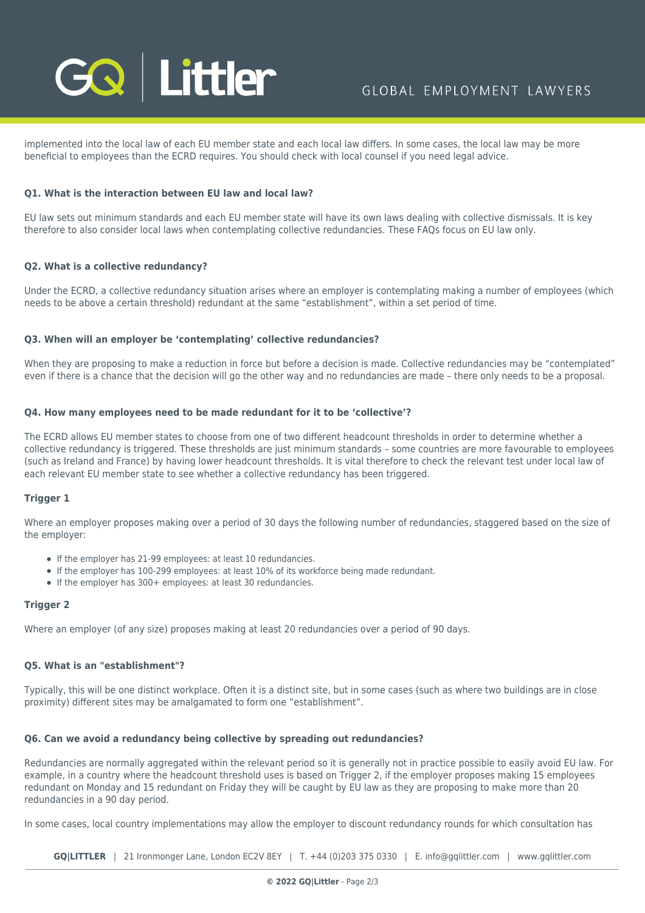implemented into the local law of each EU member state and each local law differs. In some cases, the local law may be more beneficial to employees than the ECRD requires. You should check with local counsel if you need legal advice.

### Q1. What is the interaction between EU law and local law?

EU law sets out minimum standards and each EU member state will have its own laws dealing with collective dismissals. It is key therefore to also consider local laws when contemplating collective redundancies. These FAQs focus on EU law only.

### Q2. What is a collective redundancy?

Under the ECRD, a collective redundancy situation arises where an employer is contemplating making a number of employees (which needs to be above a certain threshold) redundant at the same "establishment", within a set period of time.

### Q3. When will an employer be 'contemplating' collective redundancies?

When they are proposing to make a reduction in force but before a decision is made. Collective redundancies may be "contemplated" even if there is a chance that the decision will go the other way and no redundancies are made – there only needs to be a proposal.

### Q4. How many employees need to be made redundant for it to be 'collective'?

The ECRD allows EU member states to choose from one of two different headcount thresholds in order to determine whether a collective redundancy is triggered. These thresholds are just minimum standards – some countries are more favourable to employees (such as Ireland and France) by having lower headcount thresholds. It is vital therefore to check the relevant test under local law of each relevant EU member state to see whether a collective redundancy has been triggered.

#### Trigger 1

Where an employer proposes making over a period of 30 days the following number of redundancies, staggered based on the size of the employer:

- If the employer has 21-99 employees: at least 10 redundancies.
- If the employer has 100-299 employees: at least 10% of its workforce being made redundant.
- If the employer has 300+ employees: at least 30 redundancies.

#### Trigger 2

Where an employer (of any size) proposes making at least 20 redundancies over a period of 90 days.

### Q5. What is an "establishment"?

Typically, this will be one distinct workplace. Often it is a distinct site, but in some cases (such as where two buildings are in close proximity) different sites may be amalgamated to form one "establishment".

### Q6. Can we avoid a redundancy being collective by spreading out redundancies?

Redundancies are normally aggregated within the relevant period so it is generally not in practice possible to easily avoid EU law. For example, in a country where the headcount threshold uses is based on Trigger 2, if the employer proposes making 15 employees redundant on Monday and 15 redundant on Friday they will be caught by EU law as they are proposing to make more than 20 redundancies in a 90 day period.

In some cases, local country implementations may allow the employer to discount redundancy rounds for which consultation has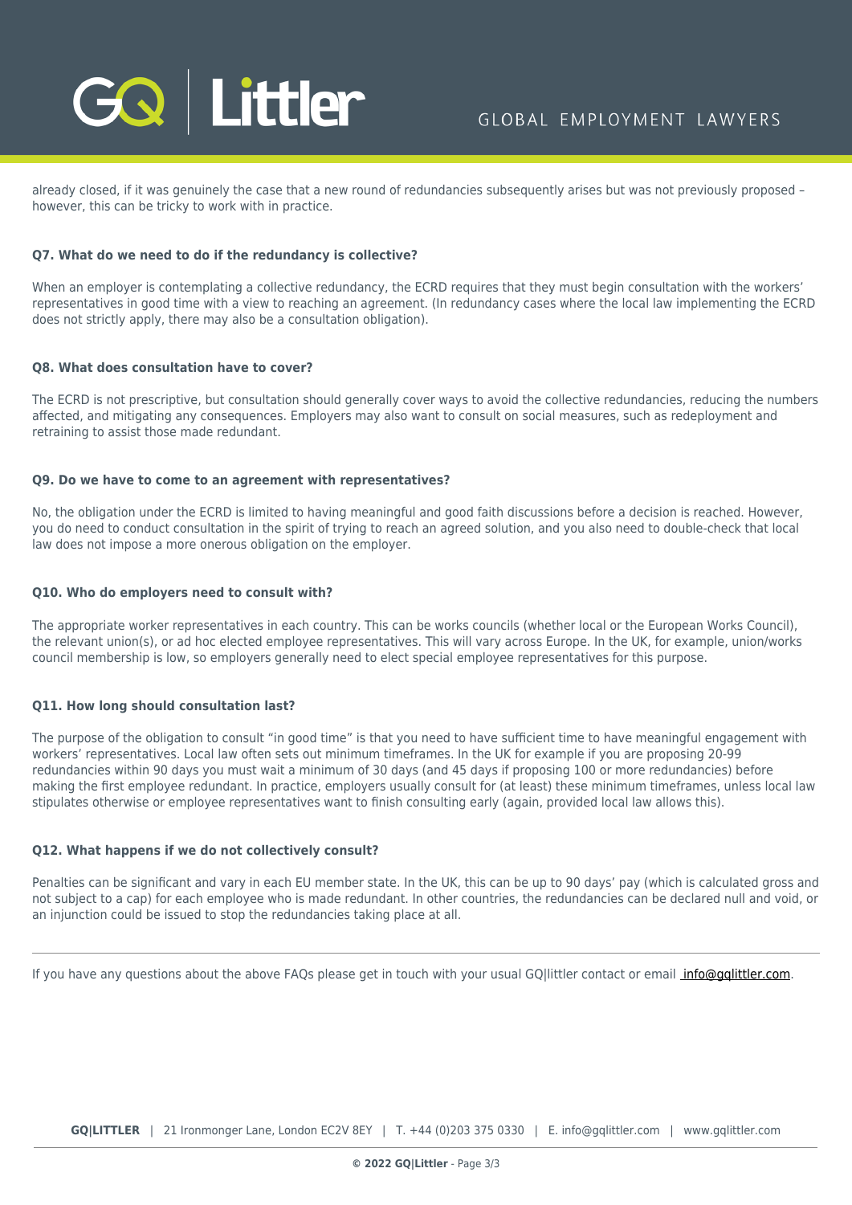already closed, if it was genuinely the case that a new round of redundancies subsequently arises but was not previously proposed – however, this can be tricky to work with in practice.

### Q7. What do we need to do if the redundancy is collective?

When an employer is contemplating a collective redundancy, the ECRD requires that they must begin consultation with the workers' representatives in good time with a view to reaching an agreement. (In redundancy cases where the local law implementing the ECRD does not strictly apply, there may also be a consultation obligation).

### Q8. What does consultation have to cover?

The ECRD is not prescriptive, but consultation should generally cover ways to avoid the collective redundancies, reducing the numbers affected, and mitigating any consequences. Employers may also want to consult on social measures, such as redeployment and retraining to assist those made redundant.

### Q9. Do we have to come to an agreement with representatives?

No, the obligation under the ECRD is limited to having meaningful and good faith discussions before a decision is reached. However, you do need to conduct consultation in the spirit of trying to reach an agreed solution, and you also need to double-check that local law does not impose a more onerous obligation on the employer.

### Q10. Who do employers need to consult with?

The appropriate worker representatives in each country. This can be works councils (whether local or the European Works Council), the relevant union(s), or ad hoc elected employee representatives. This will vary across Europe. In the UK, for example, union/works council membership is low, so employers generally need to elect special employee representatives for this purpose.

### Q11. How long should consultation last?

The purpose of the obligation to consult "in good time" is that you need to have sufficient time to have meaningful engagement with workers' representatives. Local law often sets out minimum timeframes. In the UK for example if you are proposing 20-99 redundancies within 90 days you must wait a minimum of 30 days (and 45 days if proposing 100 or more redundancies) before making the first employee redundant. In practice, employers usually consult for (at least) these minimum timeframes, unless local law stipulates otherwise or employee representatives want to finish consulting early (again, provided local law allows this).

### Q12. What happens if we do not collectively consult?

Penalties can be significant and vary in each EU member state. In the UK, this can be up to 90 days' pay (which is calculated gross and not subject to a cap) for each employee who is made redundant. In other countries, the redundancies can be declared null and void, or an injunction could be issued to stop the redundancies taking place at all.

---

If you have any questions about the above FAQs please get in touch with your usual GQ|littler contact or email info@gqlittler.com.